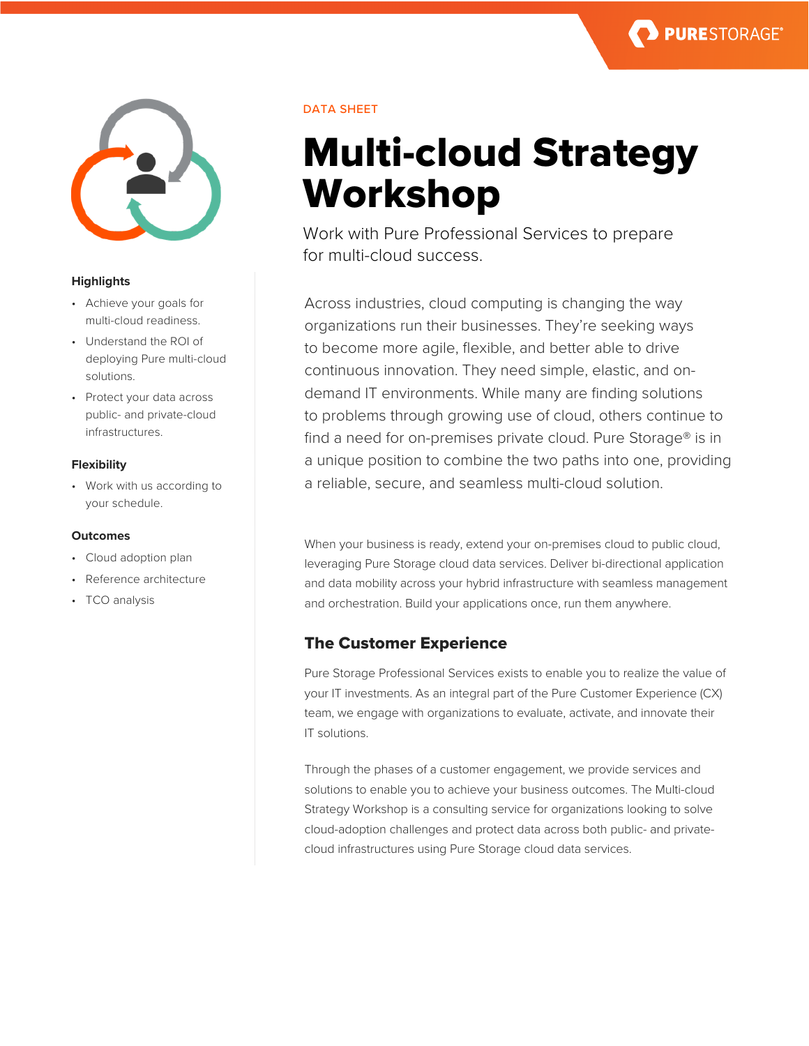DATA SHEET

# Multi-cloud Strategy Workshop

Work with Pure Professional Services to prepare for multi-cloud success.

Across industries, cloud computing is changing the way organizations run their businesses. They're seeking ways to become more agile, flexible, and better able to drive continuous innovation. They need simple, elastic, and on-demand IT environments. While many are finding solutions to problems through growing use of cloud, others continue to find a need for on-premises private cloud. Pure Storage® is in a unique position to combine the two paths into one, providing a reliable, secure, and seamless multi-cloud solution.

When your business is ready, extend your on-premises cloud to public cloud, leveraging Pure Storage cloud data services. Deliver bi-directional application and data mobility across your hybrid infrastructure with seamless management and orchestration. Build your applications once, run them anywhere.

## The Customer Experience

Pure Storage Professional Services exists to enable you to realize the value of your IT investments. As an integral part of the Pure Customer Experience (CX) team, we engage with organizations to evaluate, activate, and innovate their IT solutions.

Through the phases of a customer engagement, we provide services and solutions to enable you to achieve your business outcomes. The Multi-cloud Strategy Workshop is a consulting service for organizations looking to solve cloud-adoption challenges and protect data across both public- and private-cloud infrastructures using Pure Storage cloud data services.

### Highlights

- Achieve your goals for multi-cloud readiness.
- Understand the ROI of deploying Pure multi-cloud solutions.
- Protect your data across public- and private-cloud infrastructures.

### Flexibility

- Work with us according to your schedule.

### Outcomes

- Cloud adoption plan
- Reference architecture
- TCO analysis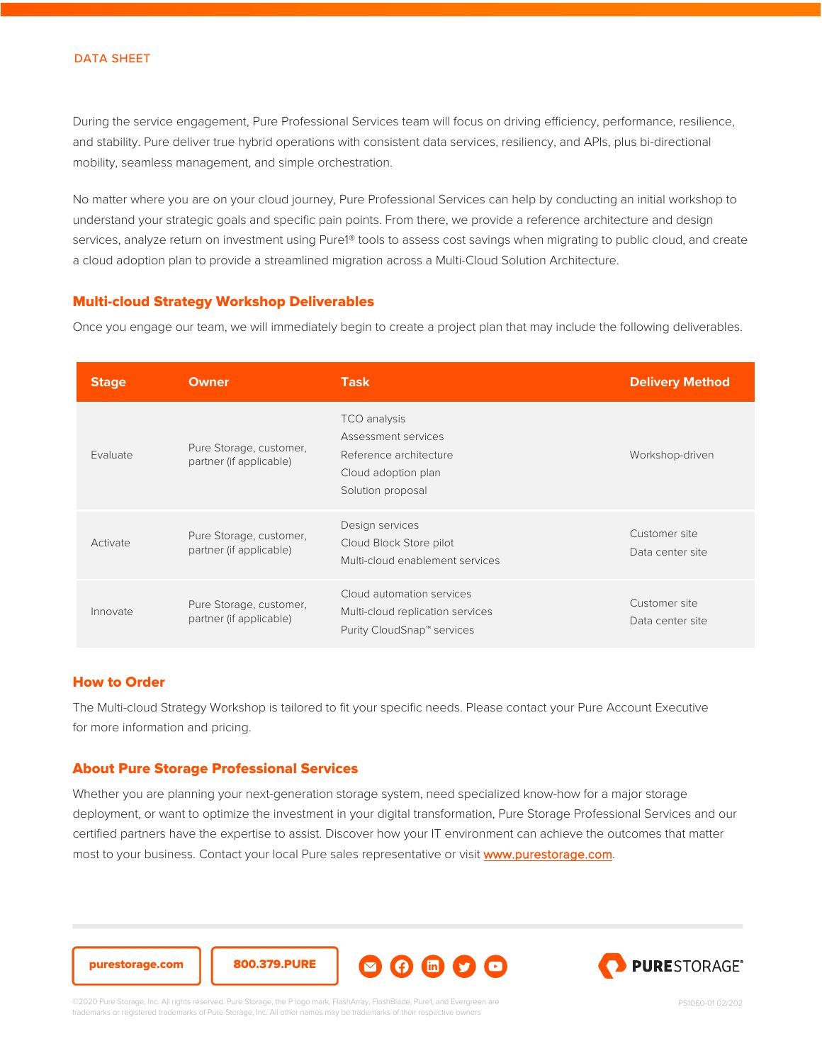During the service engagement, Pure Professional Services team will focus on driving efficiency, performance, resilience, and stability. Pure deliver true hybrid operations with consistent data services, resiliency, and APIs, plus bi-directional mobility, seamless management, and simple orchestration.

No matter where you are on your cloud journey, Pure Professional Services can help by conducting an initial workshop to understand your strategic goals and specific pain points. From there, we provide a reference architecture and design services, analyze return on investment using Pure1® tools to assess cost savings when migrating to public cloud, and create a cloud adoption plan to provide a streamlined migration across a Multi-Cloud Solution Architecture.

## Multi-cloud Strategy Workshop Deliverables

Once you engage our team, we will immediately begin to create a project plan that may include the following deliverables.

| Stage | Owner | Task | Delivery Method |
|---|---|---|---|
| Evaluate | Pure Storage, customer, partner (if applicable) | TCO analysis<br>Assessment services<br>Reference architecture<br>Cloud adoption plan<br>Solution proposal | Workshop-driven |
| Activate | Pure Storage, customer, partner (if applicable) | Design services<br>Cloud Block Store pilot<br>Multi-cloud enablement services | Customer site<br>Data center site |
| Innovate | Pure Storage, customer, partner (if applicable) | Cloud automation services<br>Multi-cloud replication services<br>Purity CloudSnap™ services | Customer site<br>Data center site |

## How to Order

The Multi-cloud Strategy Workshop is tailored to fit your specific needs. Please contact your Pure Account Executive for more information and pricing.

## About Pure Storage Professional Services

Whether you are planning your next-generation storage system, need specialized know-how for a major storage deployment, or want to optimize the investment in your digital transformation, Pure Storage Professional Services and our certified partners have the expertise to assist. Discover how your IT environment can achieve the outcomes that matter most to your business. Contact your local Pure sales representative or visit [www.purestorage.com](http://www.purestorage.com).

purestorage.com

800.379.PURE

PURESTORAGE®

©2020 Pure Storage, Inc. All rights reserved. Pure Storage, the P logo mark, FlashArray, FlashBlade, Pure1, and Evergreen are trademarks or registered trademarks of Pure Storage, Inc. All other names may be trademarks of their respective owners

PS1060-01 02/202